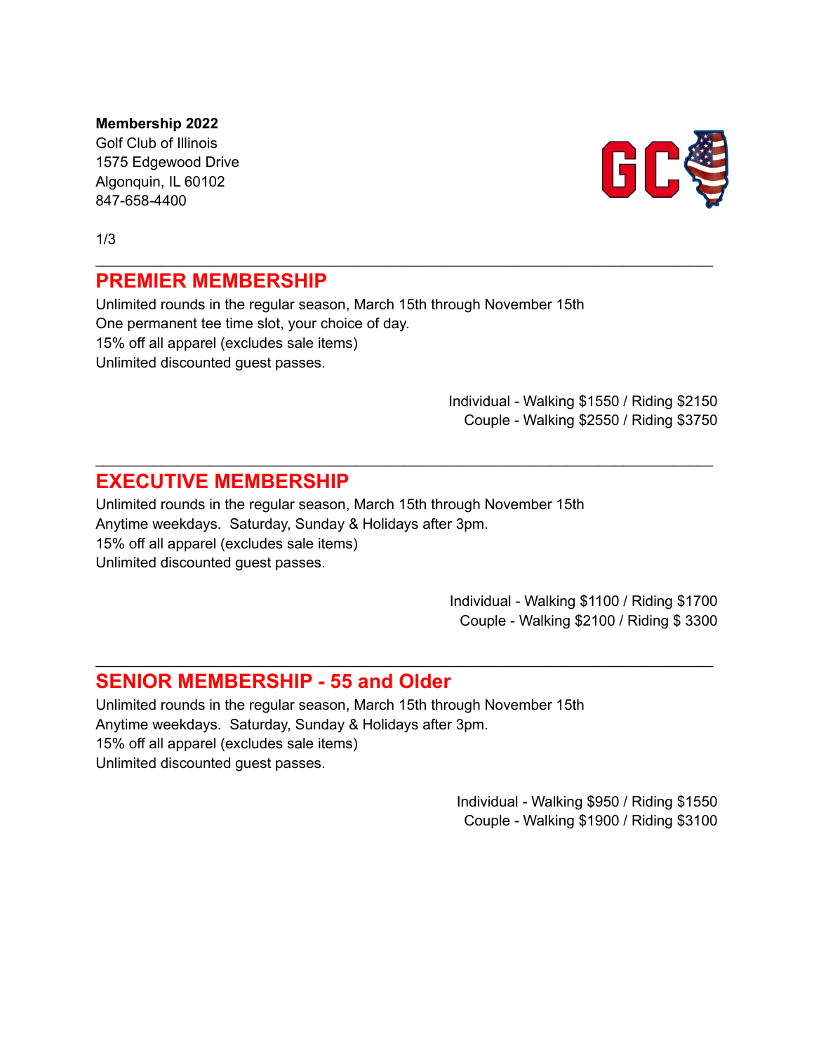**Membership 2022**
Golf Club of Illinois
1575 Edgewood Drive
Algonquin, IL 60102
847-658-4400

1/3

---

## PREMIER MEMBERSHIP

Unlimited rounds in the regular season, March 15th through November 15th
One permanent tee time slot, your choice of day.
15% off all apparel (excludes sale items)
Unlimited discounted guest passes.

Individual - Walking $1550 / Riding $2150
Couple - Walking $2550 / Riding $3750

---

## EXECUTIVE MEMBERSHIP

Unlimited rounds in the regular season, March 15th through November 15th
Anytime weekdays. Saturday, Sunday & Holidays after 3pm.
15% off all apparel (excludes sale items)
Unlimited discounted guest passes.

Individual - Walking $1100 / Riding $1700
Couple - Walking $2100 / Riding $ 3300

---

## SENIOR MEMBERSHIP - 55 and Older

Unlimited rounds in the regular season, March 15th through November 15th
Anytime weekdays. Saturday, Sunday & Holidays after 3pm.
15% off all apparel (excludes sale items)
Unlimited discounted guest passes.

Individual - Walking $950 / Riding $1550
Couple - Walking $1900 / Riding $3100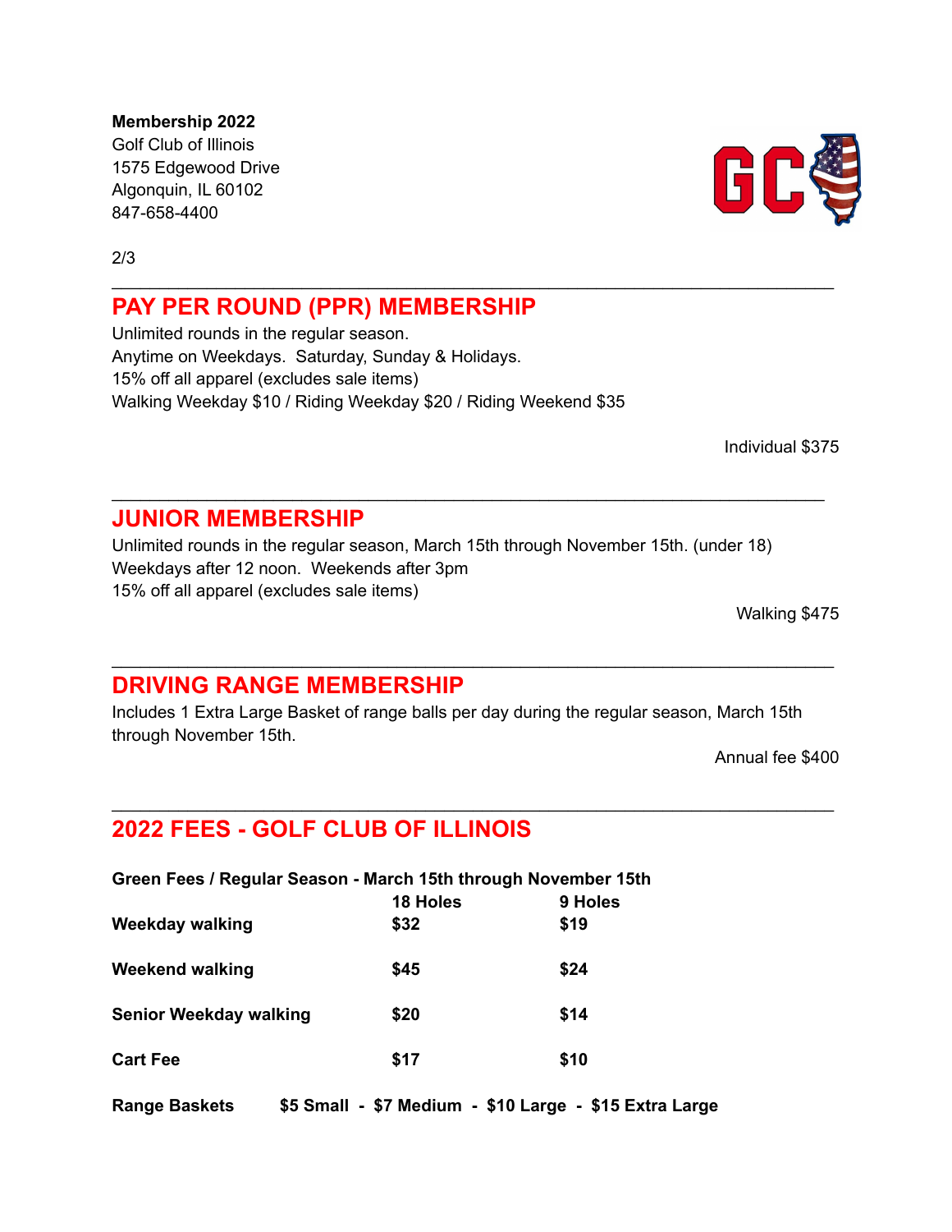**Membership 2022**
Golf Club of Illinois
1575 Edgewood Drive
Algonquin, IL 60102
847-658-4400

---

## PAY PER ROUND (PPR) MEMBERSHIP

Unlimited rounds in the regular season.
Anytime on Weekdays. Saturday, Sunday & Holidays.
15% off all apparel (excludes sale items)
Walking Weekday $10 / Riding Weekday $20 / Riding Weekend $35

Individual $375

---

## JUNIOR MEMBERSHIP

Unlimited rounds in the regular season, March 15th through November 15th. (under 18)
Weekdays after 12 noon. Weekends after 3pm
15% off all apparel (excludes sale items)

Walking $475

---

## DRIVING RANGE MEMBERSHIP

Includes 1 Extra Large Basket of range balls per day during the regular season, March 15th through November 15th.

Annual fee $400

---

## 2022 FEES - GOLF CLUB OF ILLINOIS

**Green Fees / Regular Season - March 15th through November 15th**

| | 18 Holes | 9 Holes |
|---|---|---|
| **Weekday walking** | **$32** | **$19** |
| **Weekend walking** | **$45** | **$24** |
| **Senior Weekday walking** | **$20** | **$14** |
| **Cart Fee** | **$17** | **$10** |

**Range Baskets $5 Small - $7 Medium - $10 Large - $15 Extra Large**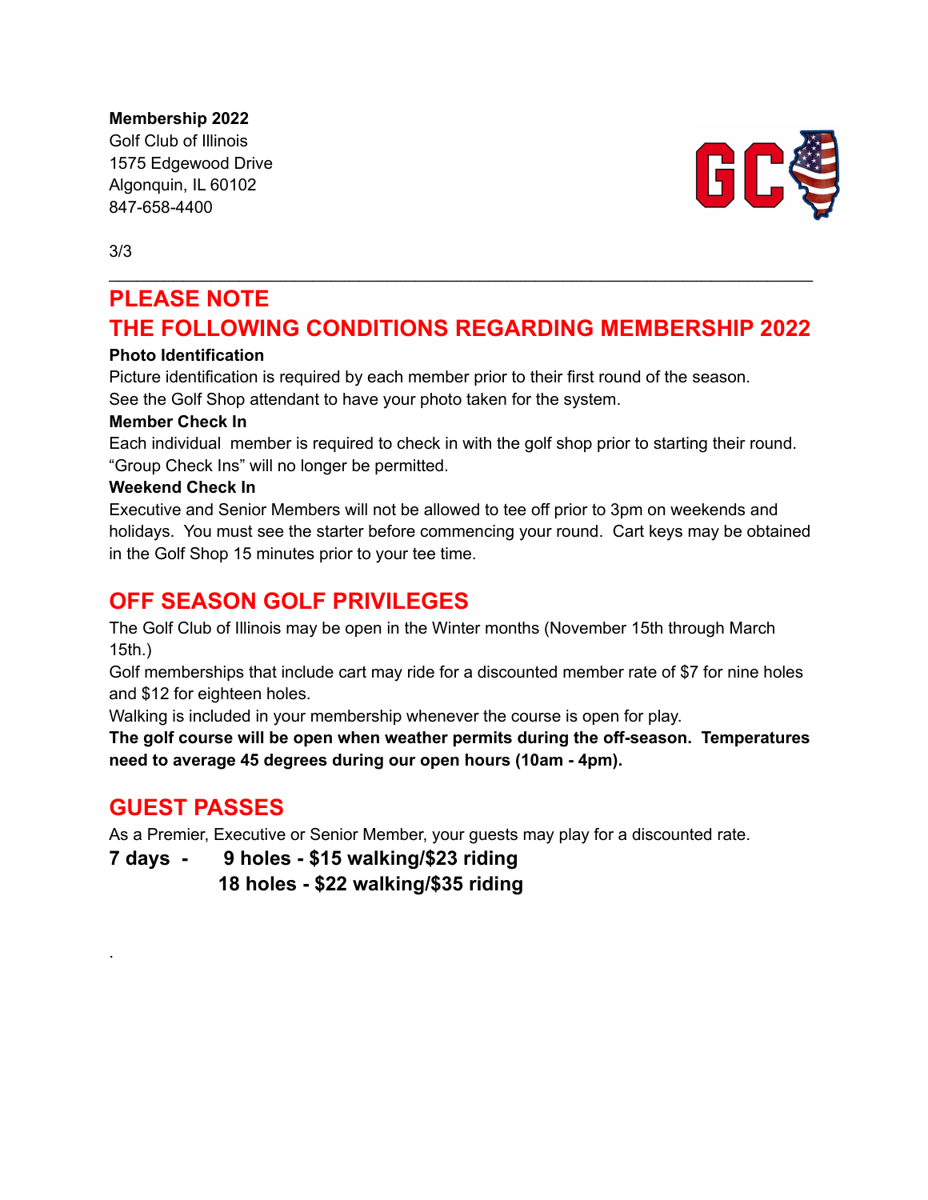**Membership 2022**
Golf Club of Illinois
1575 Edgewood Drive
Algonquin, IL 60102
847-658-4400

---

## PLEASE NOTE
## THE FOLLOWING CONDITIONS REGARDING MEMBERSHIP 2022

**Photo Identification**
Picture identification is required by each member prior to their first round of the season. See the Golf Shop attendant to have your photo taken for the system.

**Member Check In**
Each individual member is required to check in with the golf shop prior to starting their round. "Group Check Ins" will no longer be permitted.

**Weekend Check In**
Executive and Senior Members will not be allowed to tee off prior to 3pm on weekends and holidays. You must see the starter before commencing your round. Cart keys may be obtained in the Golf Shop 15 minutes prior to your tee time.

## OFF SEASON GOLF PRIVILEGES

The Golf Club of Illinois may be open in the Winter months (November 15th through March 15th.)
Golf memberships that include cart may ride for a discounted member rate of $7 for nine holes and $12 for eighteen holes.
Walking is included in your membership whenever the course is open for play.
**The golf course will be open when weather permits during the off-season. Temperatures need to average 45 degrees during our open hours (10am - 4pm).**

## GUEST PASSES

As a Premier, Executive or Senior Member, your guests may play for a discounted rate.

**7 days - 9 holes - $15 walking/$23 riding**
**18 holes - $22 walking/$35 riding**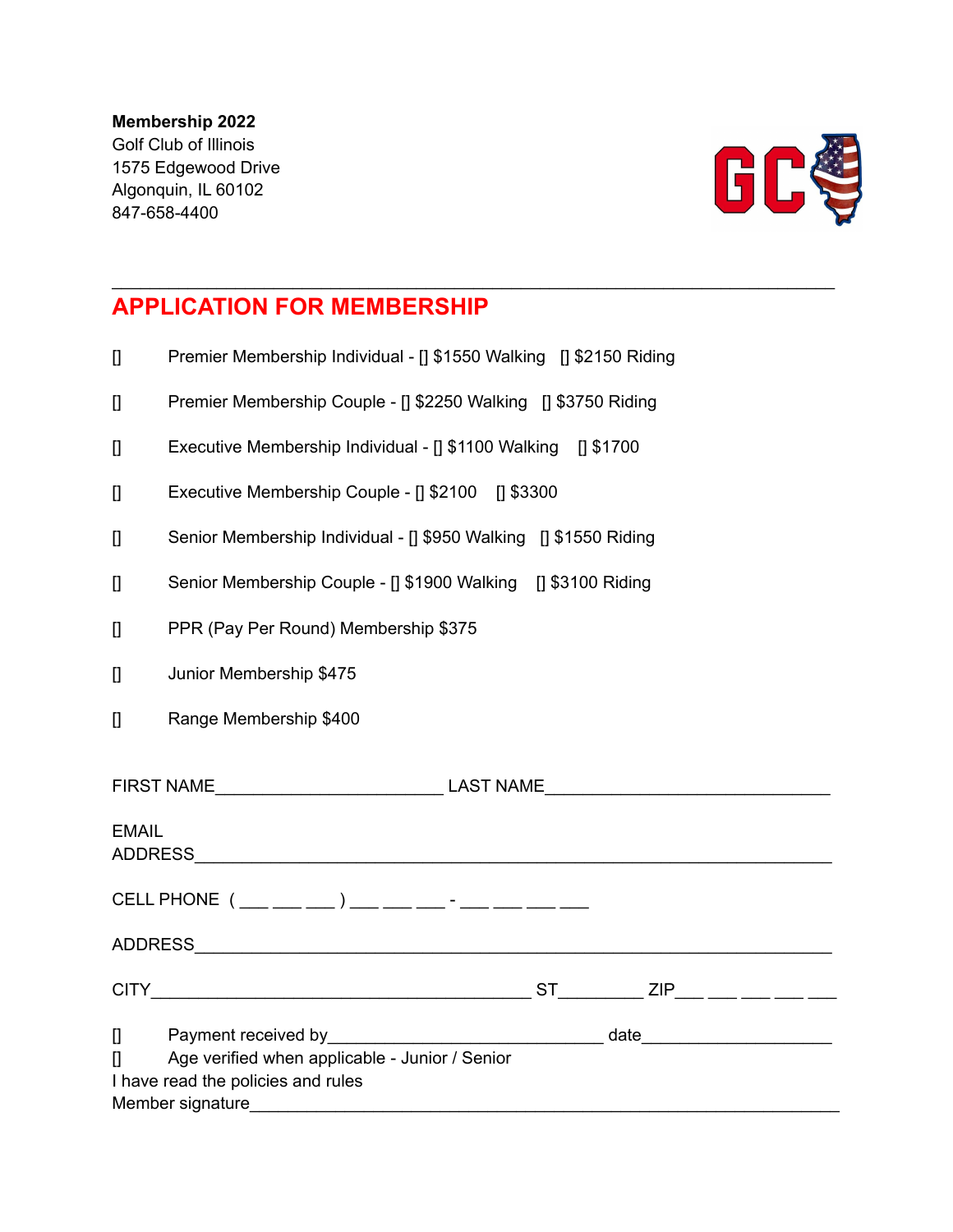**Membership 2022**
Golf Club of Illinois
1575 Edgewood Drive
Algonquin, IL 60102
847-658-4400

---

## APPLICATION FOR MEMBERSHIP

[] Premier Membership Individual - [] $1550 Walking [] $2150 Riding

[] Premier Membership Couple - [] $2250 Walking [] $3750 Riding

[] Executive Membership Individual - [] $1100 Walking [] $1700

[] Executive Membership Couple - [] $2100 [] $3300

[] Senior Membership Individual - [] $950 Walking [] $1550 Riding

[] Senior Membership Couple - [] $1900 Walking [] $3100 Riding

[] PPR (Pay Per Round) Membership $375

[] Junior Membership $475

[] Range Membership $400

FIRST NAME________________________ LAST NAME______________________________

EMAIL ADDRESS___________________________________________________________________

CELL PHONE ( ___ ___ ___ ) ___ ___ ___ - ___ ___ ___ ___

ADDRESS_________________________________________________________________________

CITY________________________________________ ST_________ ZIP___ ___ ___ ___ ___

[] Payment received by_____________________________ date____________________
[] Age verified when applicable - Junior / Senior
I have read the policies and rules
Member signature_________________________________________________________________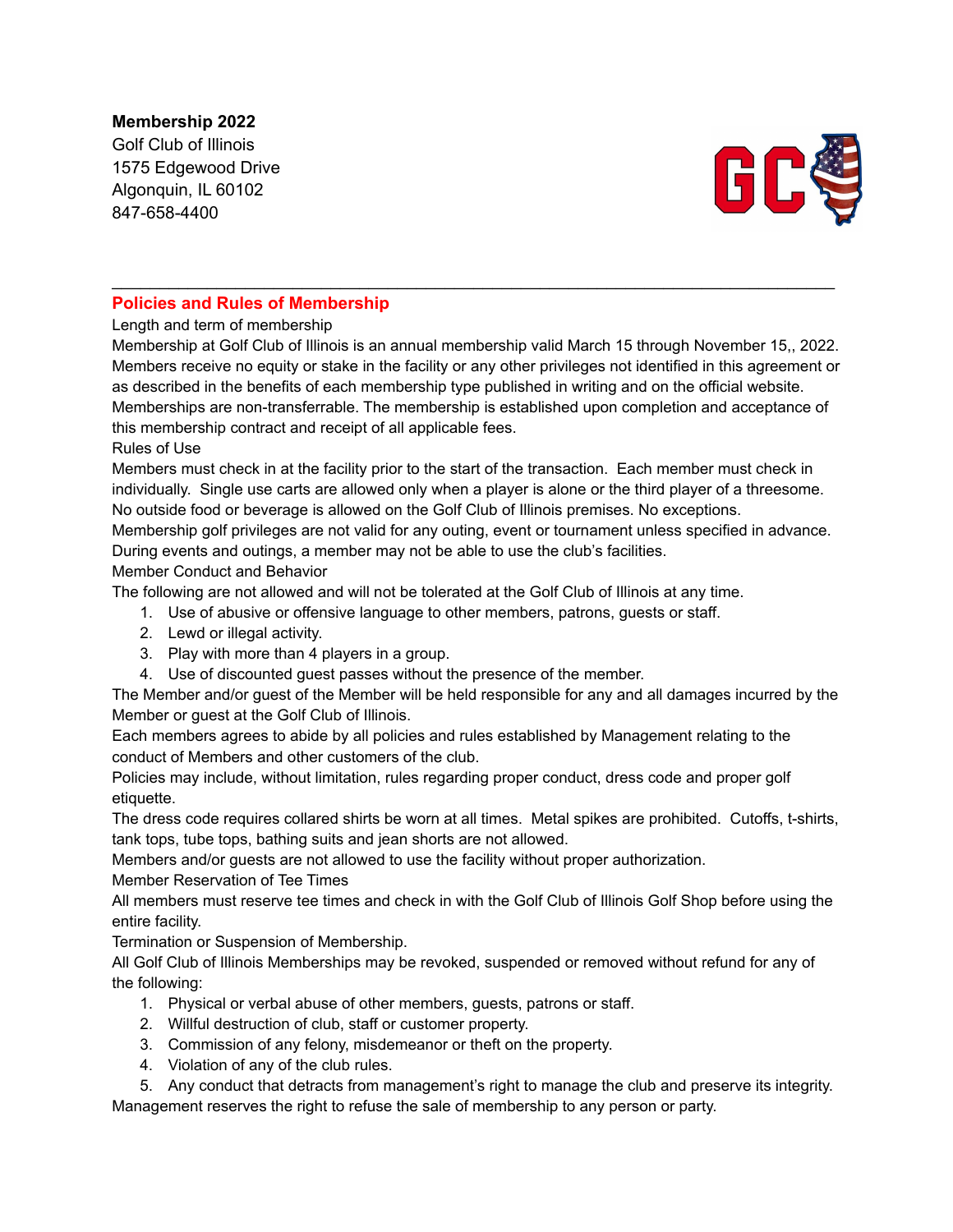**Membership 2022**
Golf Club of Illinois
1575 Edgewood Drive
Algonquin, IL 60102
847-658-4400

---

## Policies and Rules of Membership

Length and term of membership

Membership at Golf Club of Illinois is an annual membership valid March 15 through November 15,, 2022. Members receive no equity or stake in the facility or any other privileges not identified in this agreement or as described in the benefits of each membership type published in writing and on the official website. Memberships are non-transferrable. The membership is established upon completion and acceptance of this membership contract and receipt of all applicable fees.

Rules of Use

Members must check in at the facility prior to the start of the transaction. Each member must check in individually. Single use carts are allowed only when a player is alone or the third player of a threesome. No outside food or beverage is allowed on the Golf Club of Illinois premises. No exceptions. Membership golf privileges are not valid for any outing, event or tournament unless specified in advance. During events and outings, a member may not be able to use the club's facilities.

Member Conduct and Behavior

The following are not allowed and will not be tolerated at the Golf Club of Illinois at any time.

1. Use of abusive or offensive language to other members, patrons, guests or staff.
2. Lewd or illegal activity.
3. Play with more than 4 players in a group.
4. Use of discounted guest passes without the presence of the member.

The Member and/or guest of the Member will be held responsible for any and all damages incurred by the Member or guest at the Golf Club of Illinois.

Each members agrees to abide by all policies and rules established by Management relating to the conduct of Members and other customers of the club.

Policies may include, without limitation, rules regarding proper conduct, dress code and proper golf etiquette.

The dress code requires collared shirts be worn at all times. Metal spikes are prohibited. Cutoffs, t-shirts, tank tops, tube tops, bathing suits and jean shorts are not allowed.

Members and/or guests are not allowed to use the facility without proper authorization.

Member Reservation of Tee Times

All members must reserve tee times and check in with the Golf Club of Illinois Golf Shop before using the entire facility.

Termination or Suspension of Membership.

All Golf Club of Illinois Memberships may be revoked, suspended or removed without refund for any of the following:

1. Physical or verbal abuse of other members, guests, patrons or staff.
2. Willful destruction of club, staff or customer property.
3. Commission of any felony, misdemeanor or theft on the property.
4. Violation of any of the club rules.
5. Any conduct that detracts from management's right to manage the club and preserve its integrity.

Management reserves the right to refuse the sale of membership to any person or party.